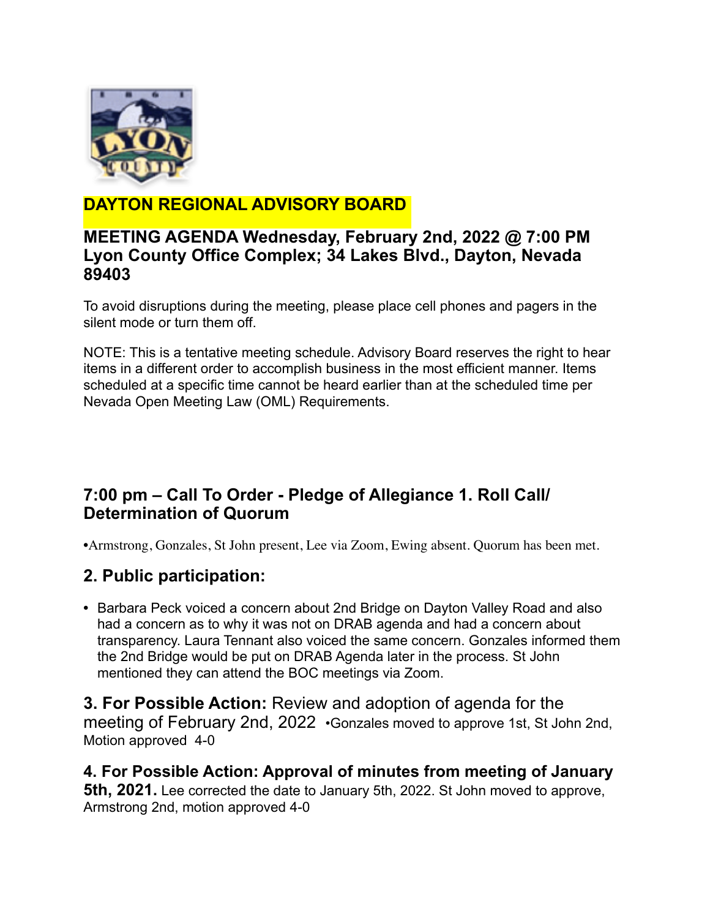# DAYTON REGIONAL ADVISORY BOARD

### MEETING AGENDA Wednesday, February 2nd, 2022 @ 7:00 PM Lyon County Office Complex; 34 Lakes Blvd., Dayton, Nevada 89403

To avoid disruptions during the meeting, please place cell phones and pagers in the silent mode or turn them off.

NOTE: This is a tentative meeting schedule. Advisory Board reserves the right to hear items in a different order to accomplish business in the most efficient manner. Items scheduled at a specific time cannot be heard earlier than at the scheduled time per Nevada Open Meeting Law (OML) Requirements.

### 7:00 pm – Call To Order - Pledge of Allegiance 1. Roll Call/ Determination of Quorum

•Armstrong, Gonzales, St John present, Lee via Zoom, Ewing absent. Quorum has been met.

## 2. Public participation:

- Barbara Peck voiced a concern about 2nd Bridge on Dayton Valley Road and also had a concern as to why it was not on DRAB agenda and had a concern about transparency. Laura Tennant also voiced the same concern. Gonzales informed them the 2nd Bridge would be put on DRAB Agenda later in the process. St John mentioned they can attend the BOC meetings via Zoom.

**3. For Possible Action:** Review and adoption of agenda for the meeting of February 2nd, 2022 •Gonzales moved to approve 1st, St John 2nd, Motion approved 4-0

**4. For Possible Action: Approval of minutes from meeting of January 5th, 2021.** Lee corrected the date to January 5th, 2022. St John moved to approve, Armstrong 2nd, motion approved 4-0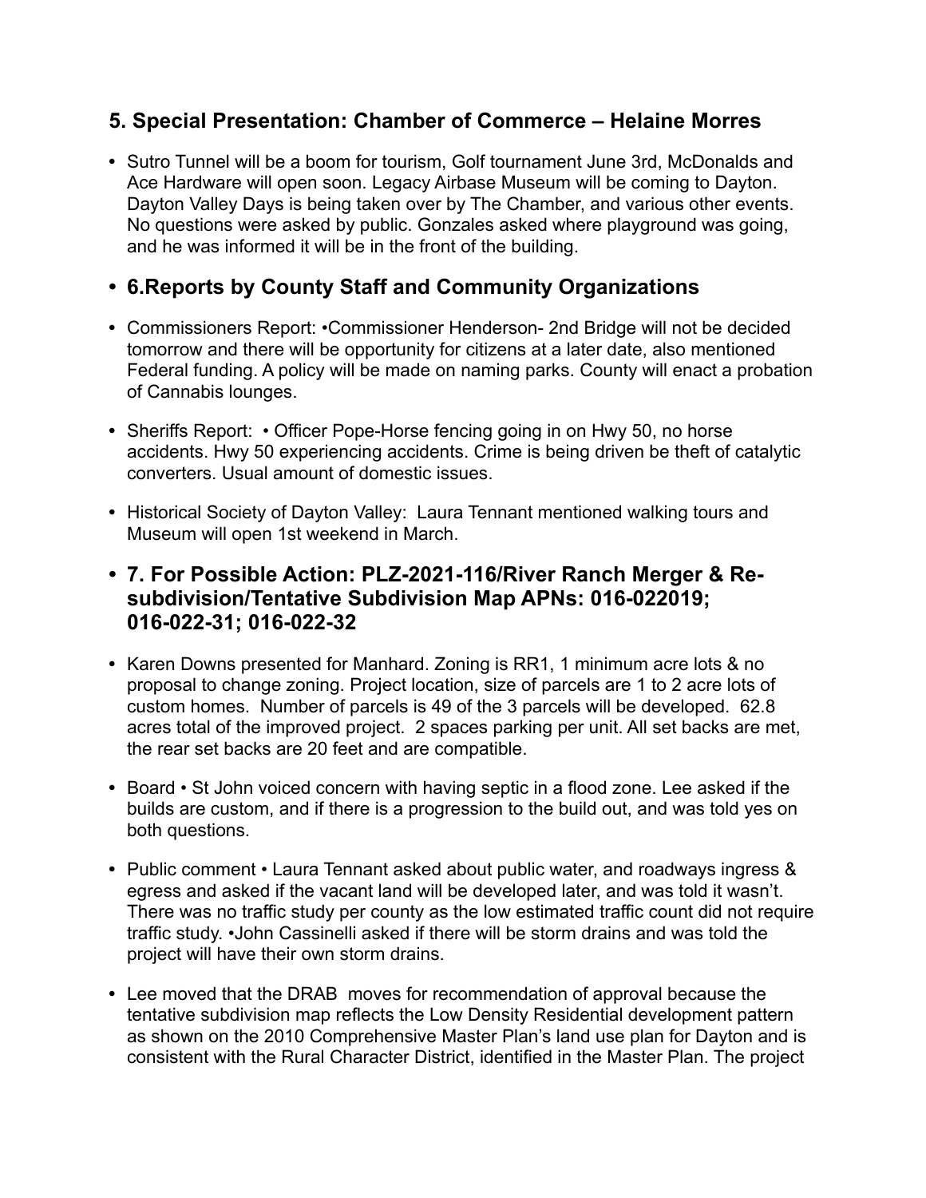## 5. Special Presentation: Chamber of Commerce – Helaine Morres

- Sutro Tunnel will be a boom for tourism, Golf tournament June 3rd, McDonalds and Ace Hardware will open soon. Legacy Airbase Museum will be coming to Dayton. Dayton Valley Days is being taken over by The Chamber, and various other events. No questions were asked by public. Gonzales asked where playground was going, and he was informed it will be in the front of the building.

## • 6.Reports by County Staff and Community Organizations

- Commissioners Report: •Commissioner Henderson- 2nd Bridge will not be decided tomorrow and there will be opportunity for citizens at a later date, also mentioned Federal funding. A policy will be made on naming parks. County will enact a probation of Cannabis lounges.
- Sheriffs Report: • Officer Pope-Horse fencing going in on Hwy 50, no horse accidents. Hwy 50 experiencing accidents. Crime is being driven be theft of catalytic converters. Usual amount of domestic issues.
- Historical Society of Dayton Valley: Laura Tennant mentioned walking tours and Museum will open 1st weekend in March.

## • 7. For Possible Action: PLZ-2021-116/River Ranch Merger & Re-subdivision/Tentative Subdivision Map APNs: 016-022019; 016-022-31; 016-022-32

- Karen Downs presented for Manhard. Zoning is RR1, 1 minimum acre lots & no proposal to change zoning. Project location, size of parcels are 1 to 2 acre lots of custom homes. Number of parcels is 49 of the 3 parcels will be developed. 62.8 acres total of the improved project. 2 spaces parking per unit. All set backs are met, the rear set backs are 20 feet and are compatible.
- Board • St John voiced concern with having septic in a flood zone. Lee asked if the builds are custom, and if there is a progression to the build out, and was told yes on both questions.
- Public comment • Laura Tennant asked about public water, and roadways ingress & egress and asked if the vacant land will be developed later, and was told it wasn't. There was no traffic study per county as the low estimated traffic count did not require traffic study. •John Cassinelli asked if there will be storm drains and was told the project will have their own storm drains.
- Lee moved that the DRAB moves for recommendation of approval because the tentative subdivision map reflects the Low Density Residential development pattern as shown on the 2010 Comprehensive Master Plan's land use plan for Dayton and is consistent with the Rural Character District, identified in the Master Plan. The project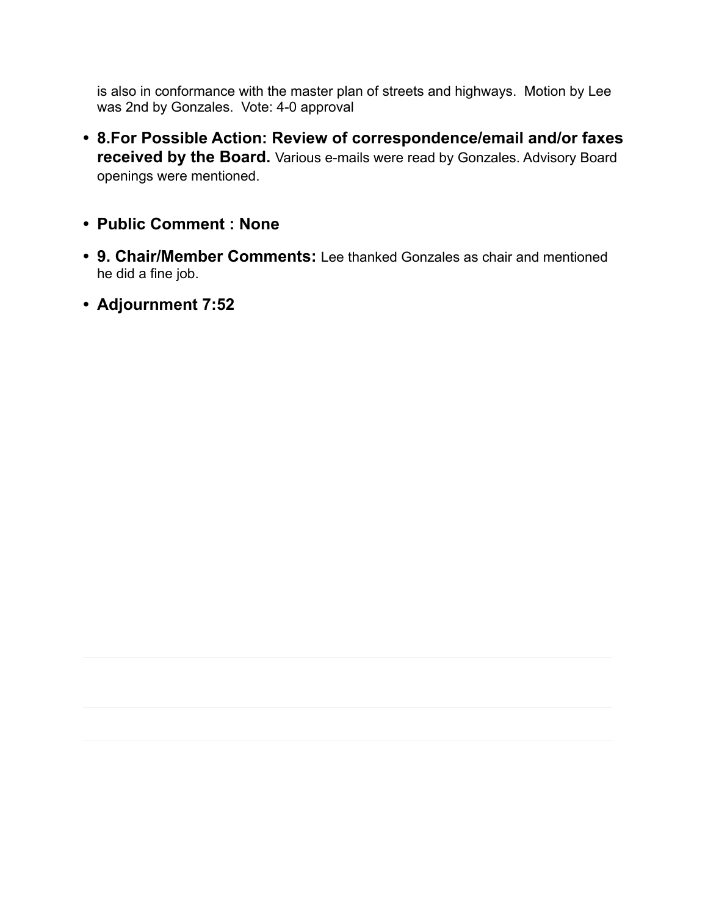is also in conformance with the master plan of streets and highways.  Motion by Lee was 2nd by Gonzales.  Vote: 4-0 approval

- **8.For Possible Action: Review of correspondence/email and/or faxes received by the Board.** Various e-mails were read by Gonzales. Advisory Board openings were mentioned.

- **Public Comment : None**

- **9. Chair/Member Comments:** Lee thanked Gonzales as chair and mentioned he did a fine job.

- **Adjournment 7:52**